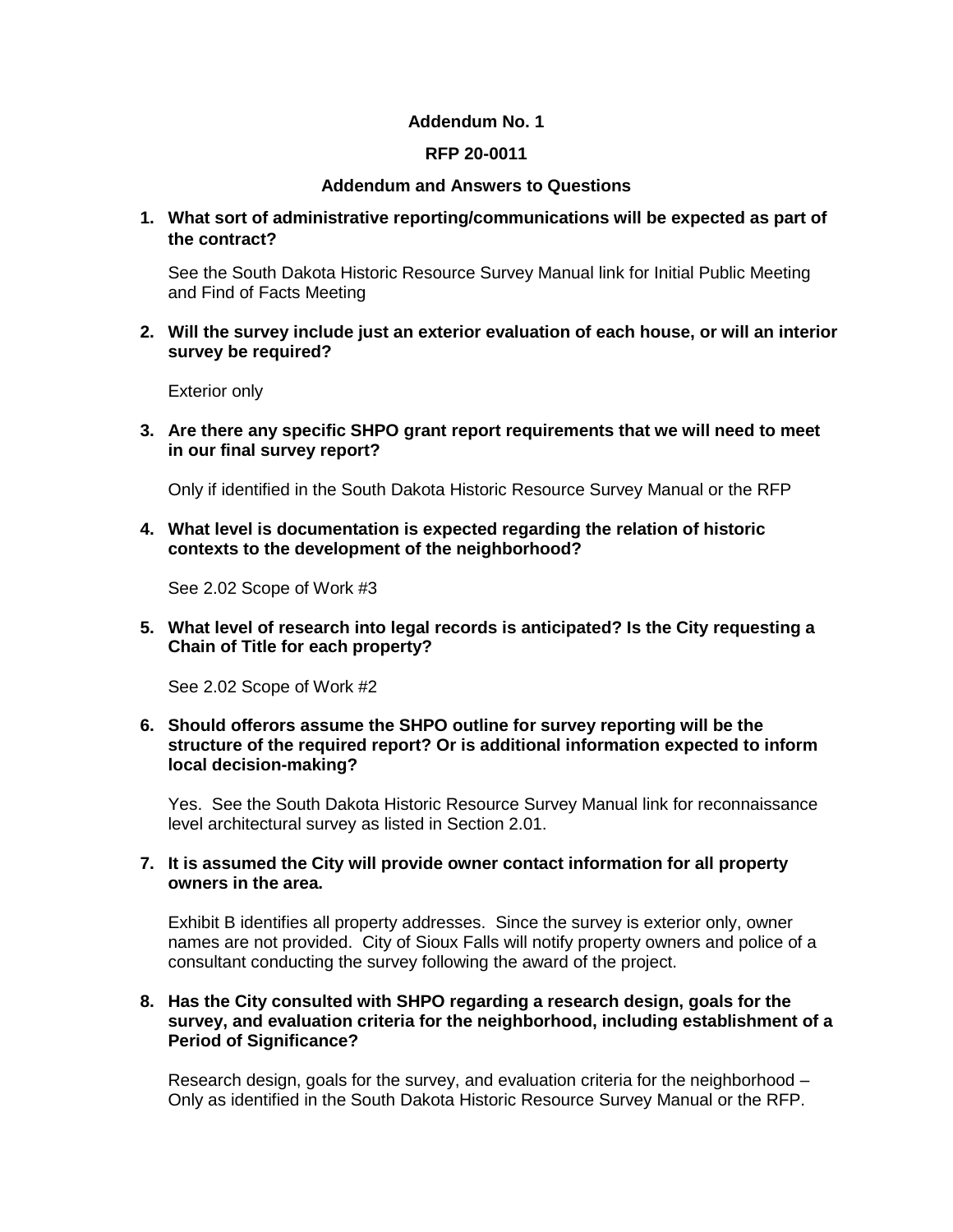**Addendum No. 1**

**RFP 20-0011**

**Addendum and Answers to Questions**

1. **What sort of administrative reporting/communications will be expected as part of the contract?**

   See the South Dakota Historic Resource Survey Manual link for Initial Public Meeting and Find of Facts Meeting

2. **Will the survey include just an exterior evaluation of each house, or will an interior survey be required?**

   Exterior only

3. **Are there any specific SHPO grant report requirements that we will need to meet in our final survey report?**

   Only if identified in the South Dakota Historic Resource Survey Manual or the RFP

4. **What level is documentation is expected regarding the relation of historic contexts to the development of the neighborhood?**

   See 2.02 Scope of Work #3

5. **What level of research into legal records is anticipated? Is the City requesting a Chain of Title for each property?**

   See 2.02 Scope of Work #2

6. **Should offerors assume the SHPO outline for survey reporting will be the structure of the required report? Or is additional information expected to inform local decision-making?**

   Yes. See the South Dakota Historic Resource Survey Manual link for reconnaissance level architectural survey as listed in Section 2.01.

7. **It is assumed the City will provide owner contact information for all property owners in the area.**

   Exhibit B identifies all property addresses. Since the survey is exterior only, owner names are not provided. City of Sioux Falls will notify property owners and police of a consultant conducting the survey following the award of the project.

8. **Has the City consulted with SHPO regarding a research design, goals for the survey, and evaluation criteria for the neighborhood, including establishment of a Period of Significance?**

   Research design, goals for the survey, and evaluation criteria for the neighborhood – Only as identified in the South Dakota Historic Resource Survey Manual or the RFP.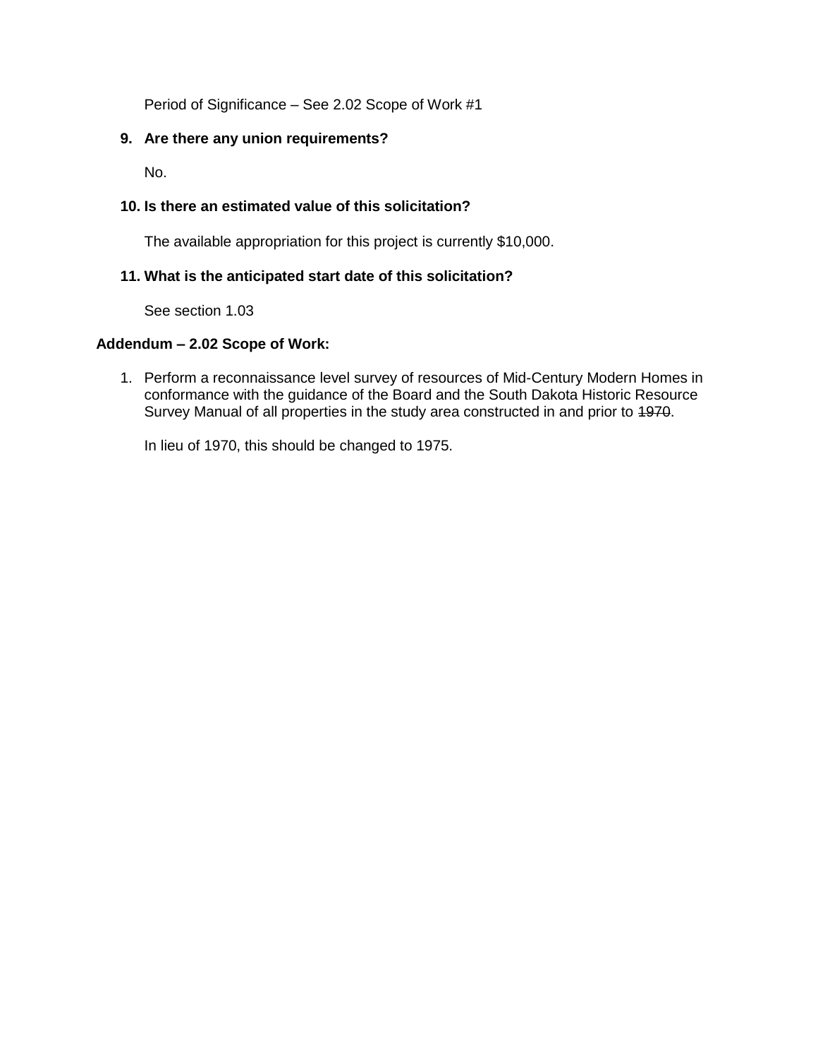Period of Significance – See 2.02 Scope of Work #1

9. **Are there any union requirements?**

   No.

10. **Is there an estimated value of this solicitation?**

    The available appropriation for this project is currently $10,000.

11. **What is the anticipated start date of this solicitation?**

    See section 1.03

**Addendum – 2.02 Scope of Work:**

1. Perform a reconnaissance level survey of resources of Mid-Century Modern Homes in conformance with the guidance of the Board and the South Dakota Historic Resource Survey Manual of all properties in the study area constructed in and prior to ~~1970~~.

   In lieu of 1970, this should be changed to 1975.